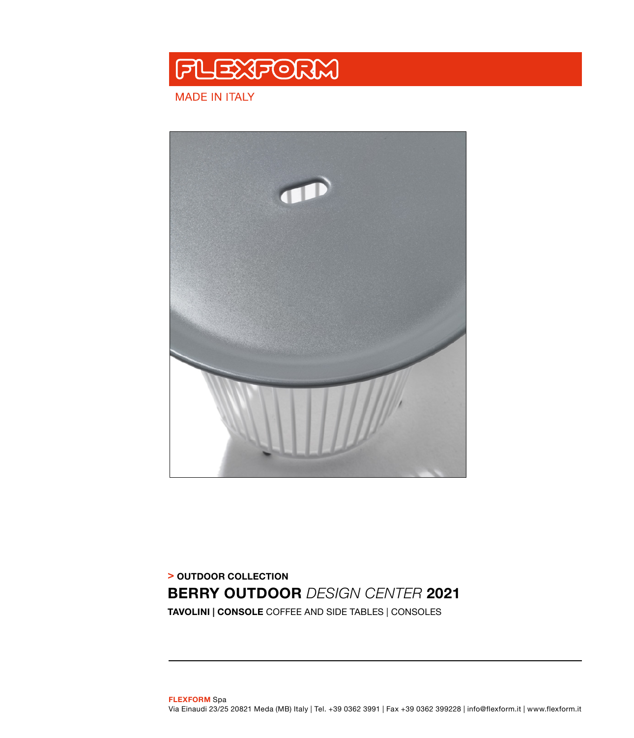# FLEXFORM

MADE IN ITALY

**> OUTDOOR COLLECTION**

## BERRY OUTDOOR *DESIGN CENTER* 2021

**TAVOLINI | CONSOLE** COFFEE AND SIDE TABLES | CONSOLES

---

**FLEXFORM** Spa
Via Einaudi 23/25 20821 Meda (MB) Italy | Tel. +39 0362 3991 | Fax +39 0362 399228 | info@flexform.it | www.flexform.it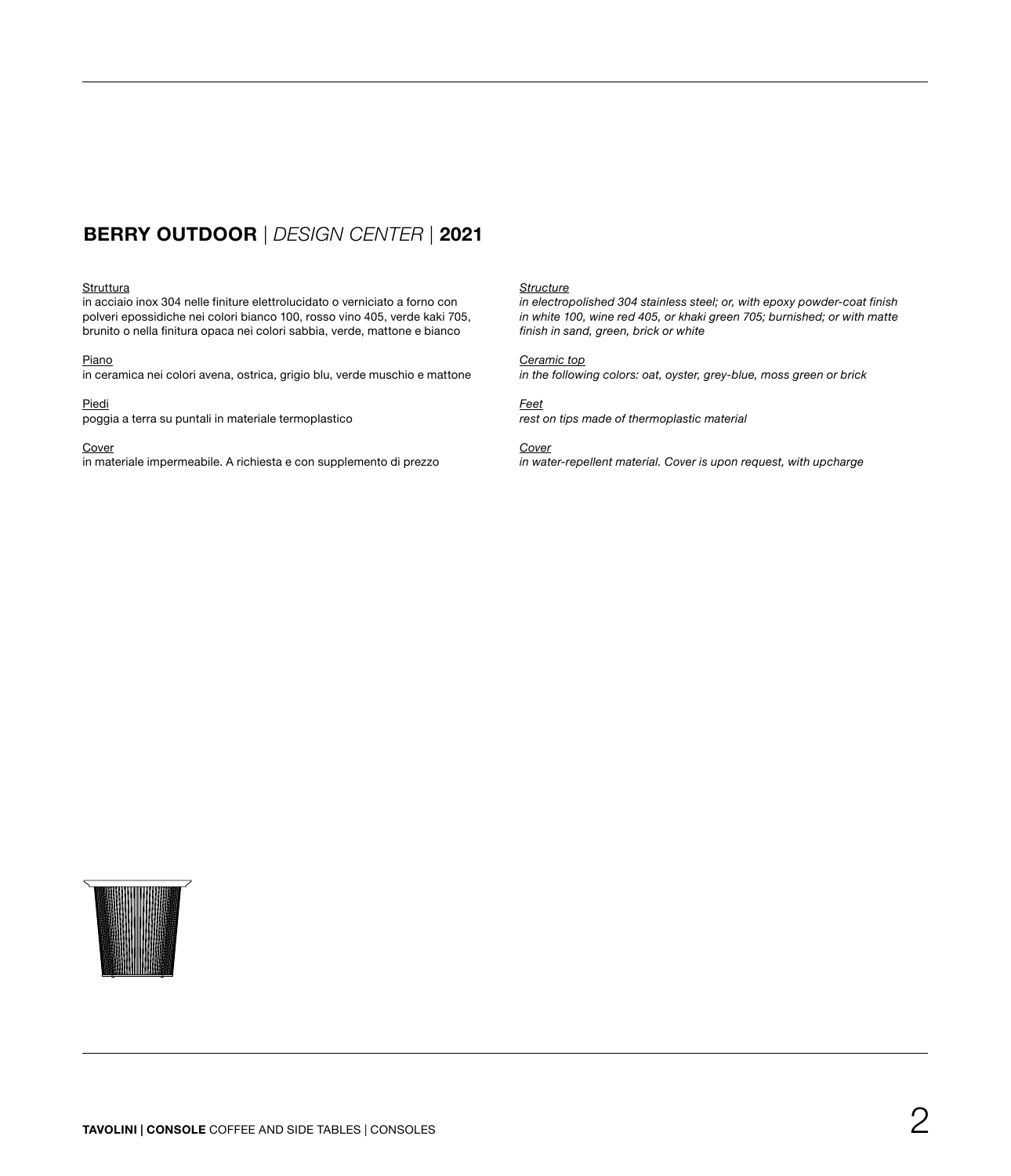## **BERRY OUTDOOR** | *DESIGN CENTER* | **2021**

Struttura
in acciaio inox 304 nelle finiture elettrolucidato o verniciato a forno con polveri epossidiche nei colori bianco 100, rosso vino 405, verde kaki 705, brunito o nella finitura opaca nei colori sabbia, verde, mattone e bianco

Piano
in ceramica nei colori avena, ostrica, grigio blu, verde muschio e mattone

Piedi
poggia a terra su puntali in materiale termoplastico

Cover
in materiale impermeabile. A richiesta e con supplemento di prezzo

*Structure*
*in electropolished 304 stainless steel; or, with epoxy powder-coat finish in white 100, wine red 405, or khaki green 705; burnished; or with matte finish in sand, green, brick or white*

*Ceramic top*
*in the following colors: oat, oyster, grey-blue, moss green or brick*

*Feet*
*rest on tips made of thermoplastic material*

*Cover*
*in water-repellent material. Cover is upon request, with upcharge*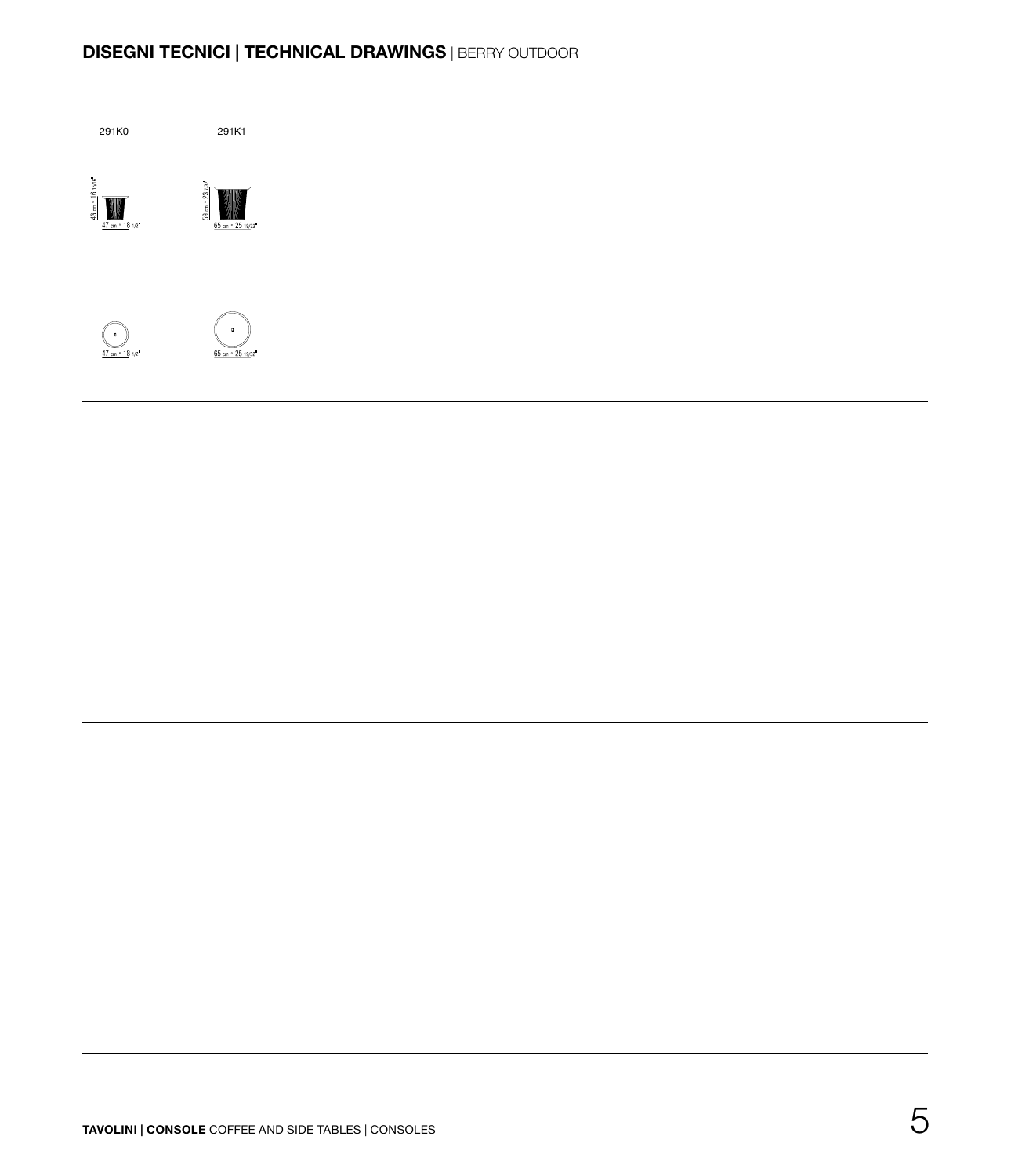## DISEGNI TECNICI | TECHNICAL DRAWINGS | BERRY OUTDOOR

291K0

43 cm * 16 15/16"

47 cm * 18 1/2"

47 cm * 18 1/2"

291K1

59 cm * 23 7/32"

65 cm * 25 19/32"

65 cm * 25 19/32"

**TAVOLINI | CONSOLE** COFFEE AND SIDE TABLES | CONSOLES